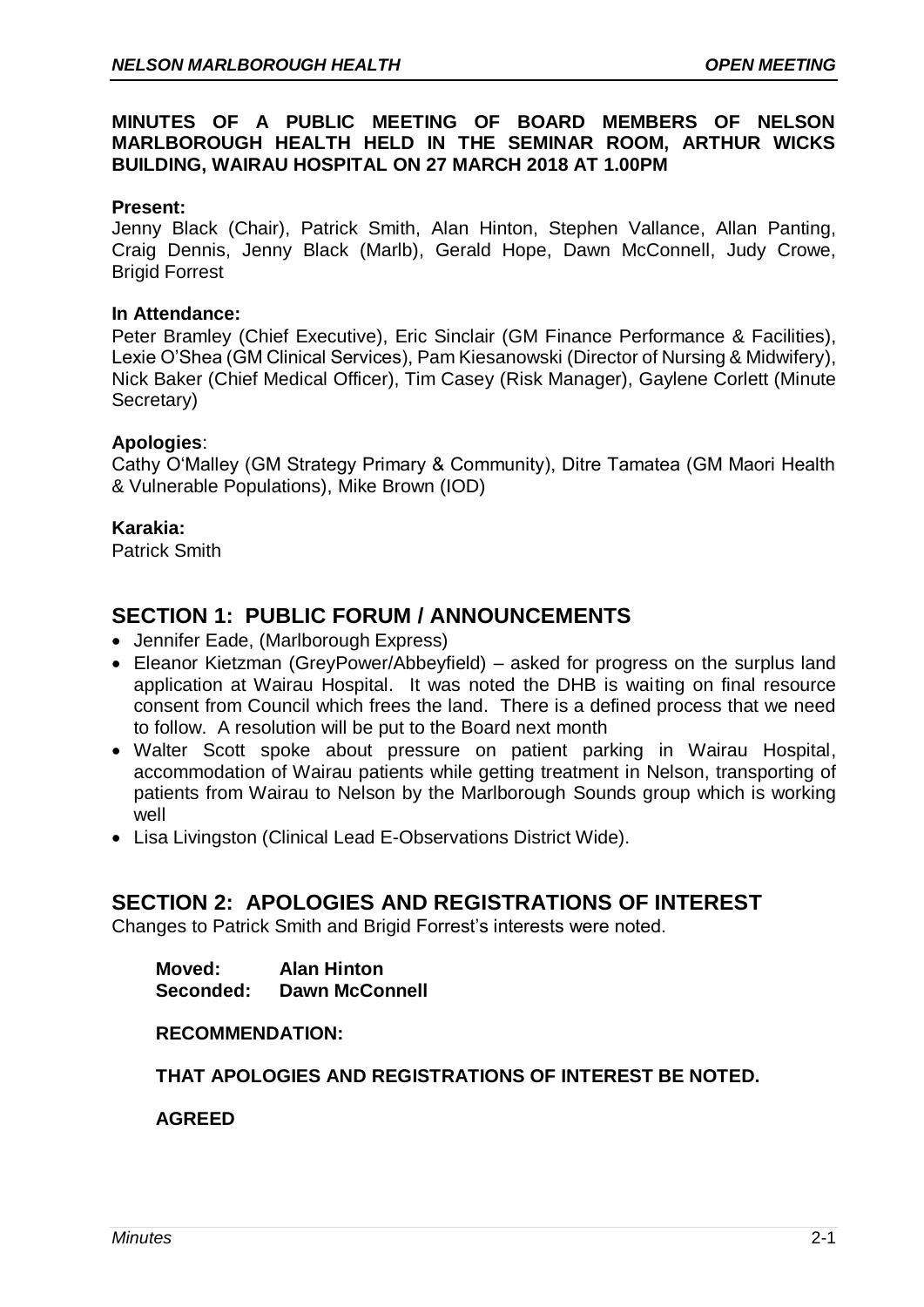**MINUTES OF A PUBLIC MEETING OF BOARD MEMBERS OF NELSON MARLBOROUGH HEALTH HELD IN THE SEMINAR ROOM, ARTHUR WICKS BUILDING, WAIRAU HOSPITAL ON 27 MARCH 2018 AT 1.00PM**

**Present:**
Jenny Black (Chair), Patrick Smith, Alan Hinton, Stephen Vallance, Allan Panting, Craig Dennis, Jenny Black (Marlb), Gerald Hope, Dawn McConnell, Judy Crowe, Brigid Forrest

**In Attendance:**
Peter Bramley (Chief Executive), Eric Sinclair (GM Finance Performance & Facilities), Lexie O'Shea (GM Clinical Services), Pam Kiesanowski (Director of Nursing & Midwifery), Nick Baker (Chief Medical Officer), Tim Casey (Risk Manager), Gaylene Corlett (Minute Secretary)

**Apologies**:
Cathy O'Malley (GM Strategy Primary & Community), Ditre Tamatea (GM Maori Health & Vulnerable Populations), Mike Brown (IOD)

**Karakia:**
Patrick Smith

## SECTION 1: PUBLIC FORUM / ANNOUNCEMENTS

- Jennifer Eade, (Marlborough Express)
- Eleanor Kietzman (GreyPower/Abbeyfield) – asked for progress on the surplus land application at Wairau Hospital. It was noted the DHB is waiting on final resource consent from Council which frees the land. There is a defined process that we need to follow. A resolution will be put to the Board next month
- Walter Scott spoke about pressure on patient parking in Wairau Hospital, accommodation of Wairau patients while getting treatment in Nelson, transporting of patients from Wairau to Nelson by the Marlborough Sounds group which is working well
- Lisa Livingston (Clinical Lead E-Observations District Wide).

## SECTION 2: APOLOGIES AND REGISTRATIONS OF INTEREST

Changes to Patrick Smith and Brigid Forrest's interests were noted.

**Moved: Alan Hinton**
**Seconded: Dawn McConnell**

**RECOMMENDATION:**

**THAT APOLOGIES AND REGISTRATIONS OF INTEREST BE NOTED.**

**AGREED**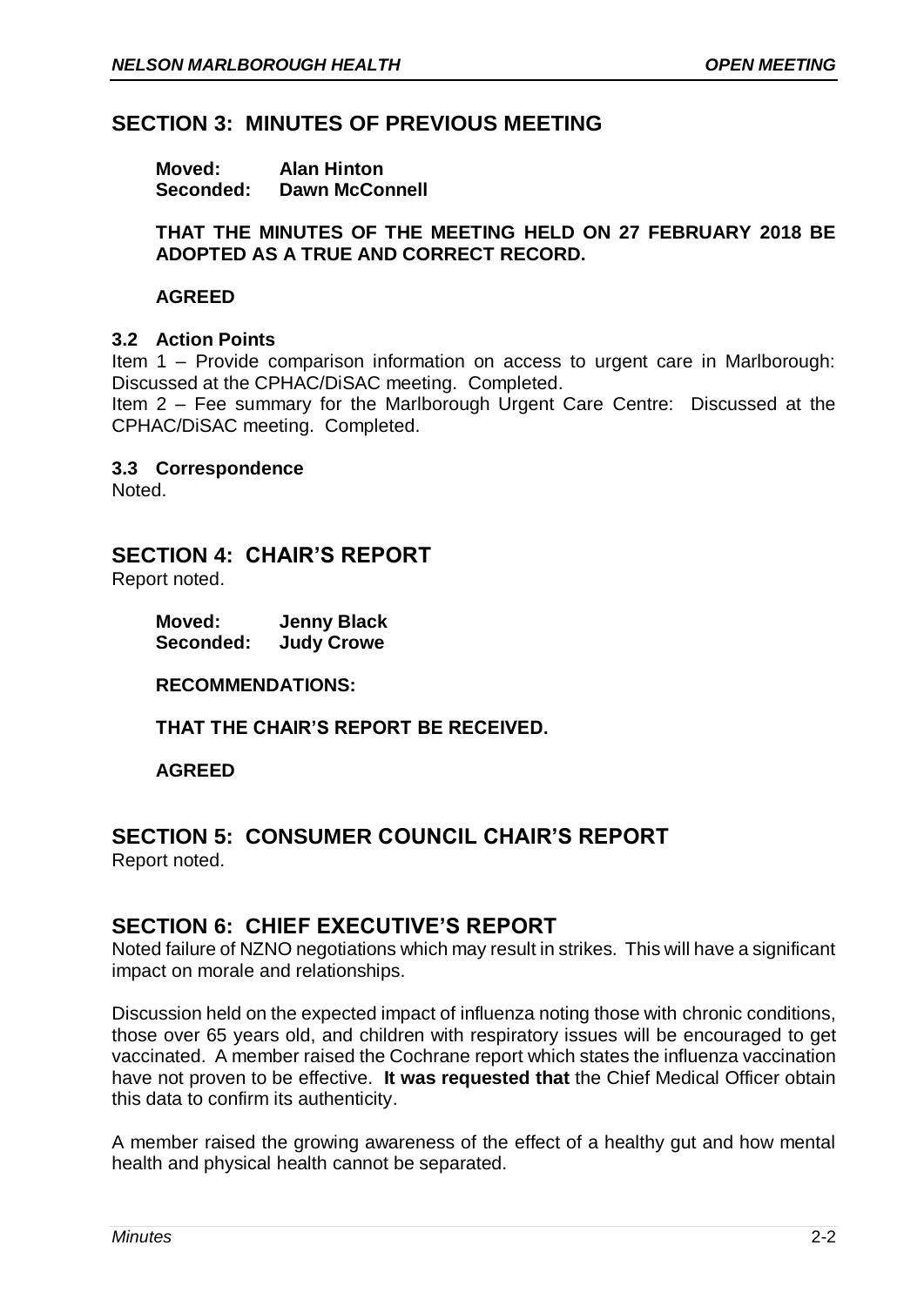## SECTION 3: MINUTES OF PREVIOUS MEETING

**Moved: Alan Hinton**
**Seconded: Dawn McConnell**

**THAT THE MINUTES OF THE MEETING HELD ON 27 FEBRUARY 2018 BE ADOPTED AS A TRUE AND CORRECT RECORD.**

**AGREED**

### 3.2 Action Points

Item 1 – Provide comparison information on access to urgent care in Marlborough: Discussed at the CPHAC/DiSAC meeting. Completed.

Item 2 – Fee summary for the Marlborough Urgent Care Centre: Discussed at the CPHAC/DiSAC meeting. Completed.

### 3.3 Correspondence

Noted.

## SECTION 4: CHAIR'S REPORT

Report noted.

**Moved: Jenny Black**
**Seconded: Judy Crowe**

**RECOMMENDATIONS:**

**THAT THE CHAIR'S REPORT BE RECEIVED.**

**AGREED**

## SECTION 5: CONSUMER COUNCIL CHAIR'S REPORT

Report noted.

## SECTION 6: CHIEF EXECUTIVE'S REPORT

Noted failure of NZNO negotiations which may result in strikes. This will have a significant impact on morale and relationships.

Discussion held on the expected impact of influenza noting those with chronic conditions, those over 65 years old, and children with respiratory issues will be encouraged to get vaccinated. A member raised the Cochrane report which states the influenza vaccination have not proven to be effective. **It was requested that** the Chief Medical Officer obtain this data to confirm its authenticity.

A member raised the growing awareness of the effect of a healthy gut and how mental health and physical health cannot be separated.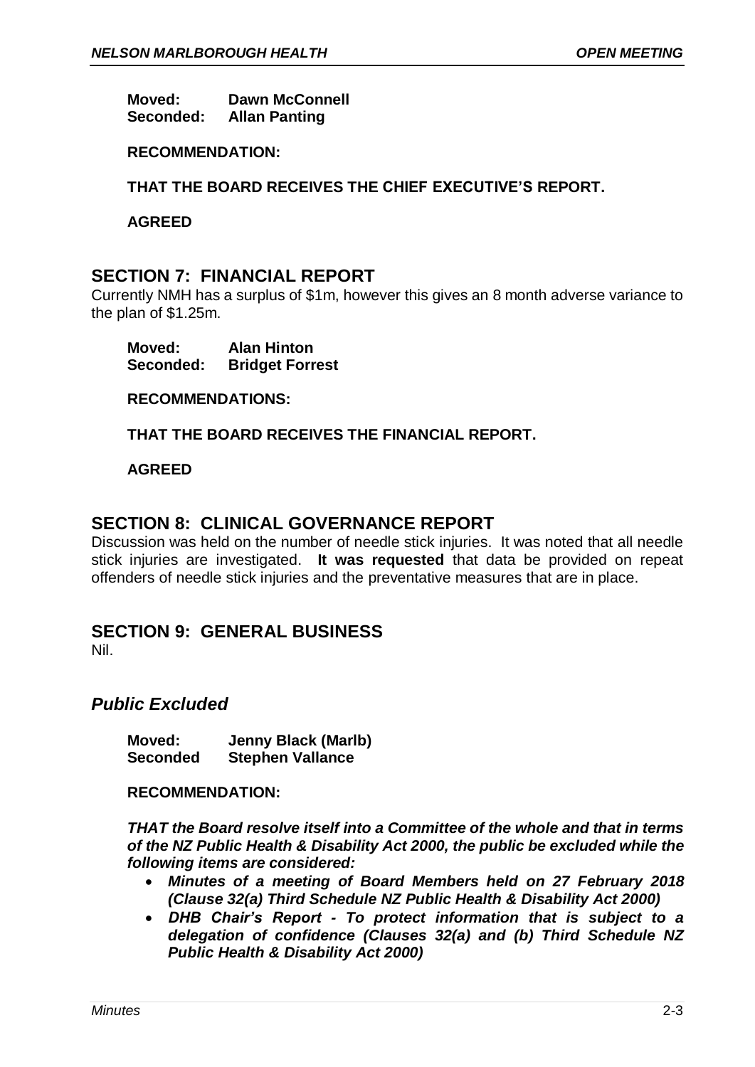**Moved:** **Dawn McConnell**
**Seconded:** **Allan Panting**

**RECOMMENDATION:**

**THAT THE BOARD RECEIVES THE CHIEF EXECUTIVE'S REPORT.**

**AGREED**

## SECTION 7: FINANCIAL REPORT

Currently NMH has a surplus of $1m, however this gives an 8 month adverse variance to the plan of $1.25m.

**Moved:** **Alan Hinton**
**Seconded:** **Bridget Forrest**

**RECOMMENDATIONS:**

**THAT THE BOARD RECEIVES THE FINANCIAL REPORT.**

**AGREED**

## SECTION 8: CLINICAL GOVERNANCE REPORT

Discussion was held on the number of needle stick injuries. It was noted that all needle stick injuries are investigated. **It was requested** that data be provided on repeat offenders of needle stick injuries and the preventative measures that are in place.

## SECTION 9: GENERAL BUSINESS

Nil.

## *Public Excluded*

**Moved:** **Jenny Black (Marlb)**
**Seconded** **Stephen Vallance**

**RECOMMENDATION:**

***THAT the Board resolve itself into a Committee of the whole and that in terms of the NZ Public Health & Disability Act 2000, the public be excluded while the following items are considered:***

- ***Minutes of a meeting of Board Members held on 27 February 2018 (Clause 32(a) Third Schedule NZ Public Health & Disability Act 2000)***
- ***DHB Chair's Report - To protect information that is subject to a delegation of confidence (Clauses 32(a) and (b) Third Schedule NZ Public Health & Disability Act 2000)***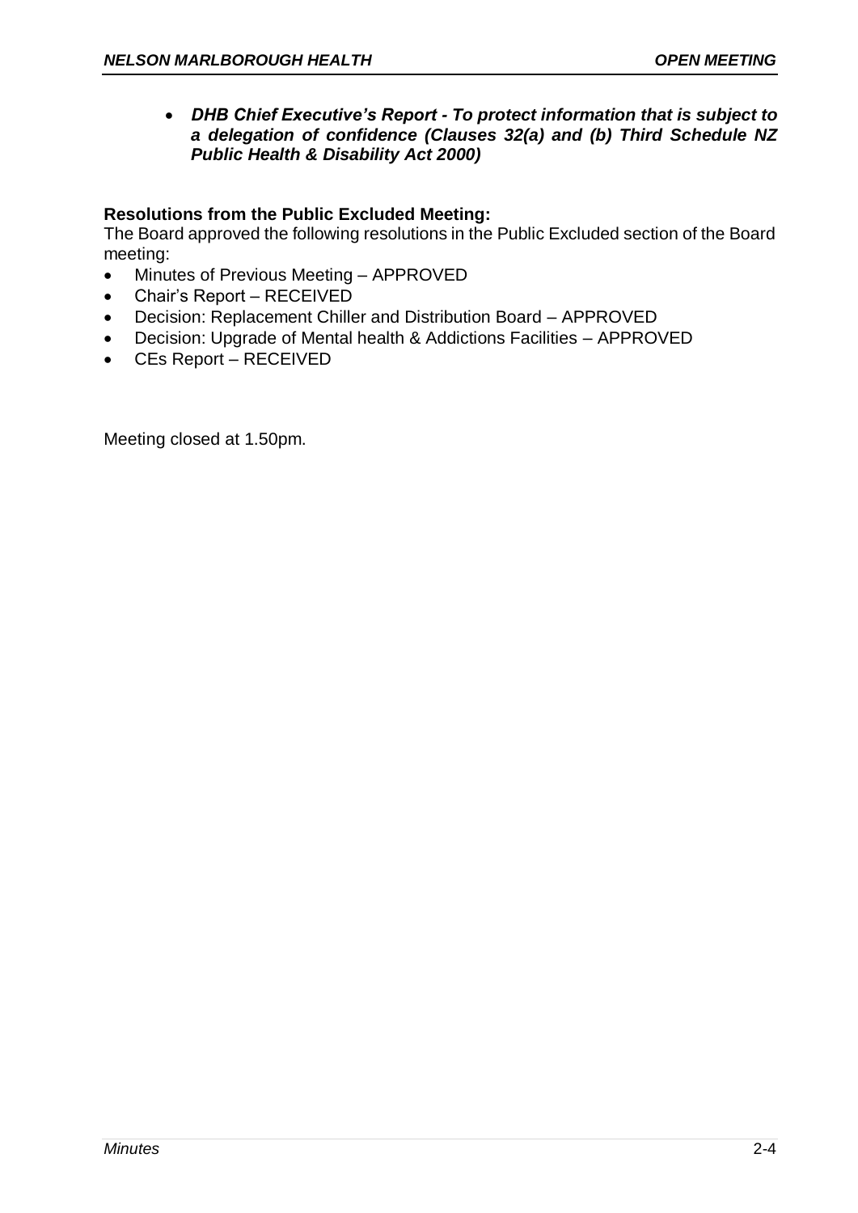- ***DHB Chief Executive's Report - To protect information that is subject to a delegation of confidence (Clauses 32(a) and (b) Third Schedule NZ Public Health & Disability Act 2000)***

**Resolutions from the Public Excluded Meeting:**
The Board approved the following resolutions in the Public Excluded section of the Board meeting:

- Minutes of Previous Meeting – APPROVED
- Chair's Report – RECEIVED
- Decision: Replacement Chiller and Distribution Board – APPROVED
- Decision: Upgrade of Mental health & Addictions Facilities – APPROVED
- CEs Report – RECEIVED

Meeting closed at 1.50pm.